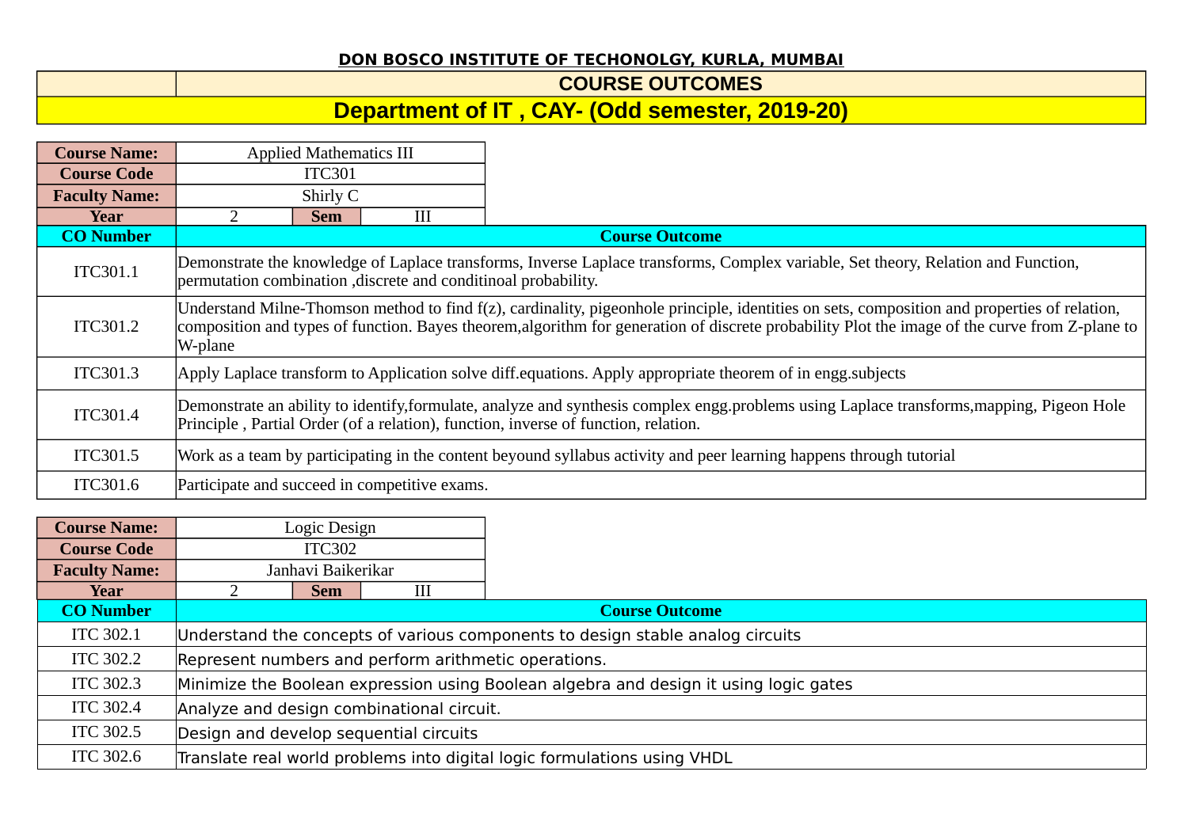**DON BOSCO INSTITUTE OF TECHONOLGY, KURLA, MUMBAI**

# COURSE OUTCOMES

## Department of IT , CAY- (Odd semester, 2019-20)

| **Course Name:** | Applied Mathematics III | | |
|---|---|---|---|
| **Course Code** | ITC301 | | |
| **Faculty Name:** | Shirly C | | |
| **Year** | 2 | **Sem** | III |

| **CO Number** | **Course Outcome** |
|---|---|
| ITC301.1 | Demonstrate the knowledge of Laplace transforms, Inverse Laplace transforms, Complex variable, Set theory, Relation and Function, permutation combination ,discrete and conditinoal probability. |
| ITC301.2 | Understand Milne-Thomson method to find f(z), cardinality, pigeonhole principle, identities on sets, composition and properties of relation, composition and types of function. Bayes theorem,algorithm for generation of discrete probability Plot the image of the curve from Z-plane to W-plane |
| ITC301.3 | Apply Laplace transform to Application solve diff.equations. Apply appropriate theorem of in engg.subjects |
| ITC301.4 | Demonstrate an ability to identify,formulate, analyze and synthesis complex engg.problems using Laplace transforms,mapping, Pigeon Hole Principle , Partial Order (of a relation), function, inverse of function, relation. |
| ITC301.5 | Work as a team by participating in the content beyound syllabus activity and peer learning happens through tutorial |
| ITC301.6 | Participate and succeed in competitive exams. |

| **Course Name:** | Logic Design | | |
|---|---|---|---|
| **Course Code** | ITC302 | | |
| **Faculty Name:** | Janhavi Baikerikar | | |
| **Year** | 2 | **Sem** | III |

| **CO Number** | **Course Outcome** |
|---|---|
| ITC 302.1 | Understand the concepts of various components to design stable analog circuits |
| ITC 302.2 | Represent numbers and perform arithmetic operations. |
| ITC 302.3 | Minimize the Boolean expression using Boolean algebra and design it using logic gates |
| ITC 302.4 | Analyze and design combinational circuit. |
| ITC 302.5 | Design and develop sequential circuits |
| ITC 302.6 | Translate real world problems into digital logic formulations using VHDL |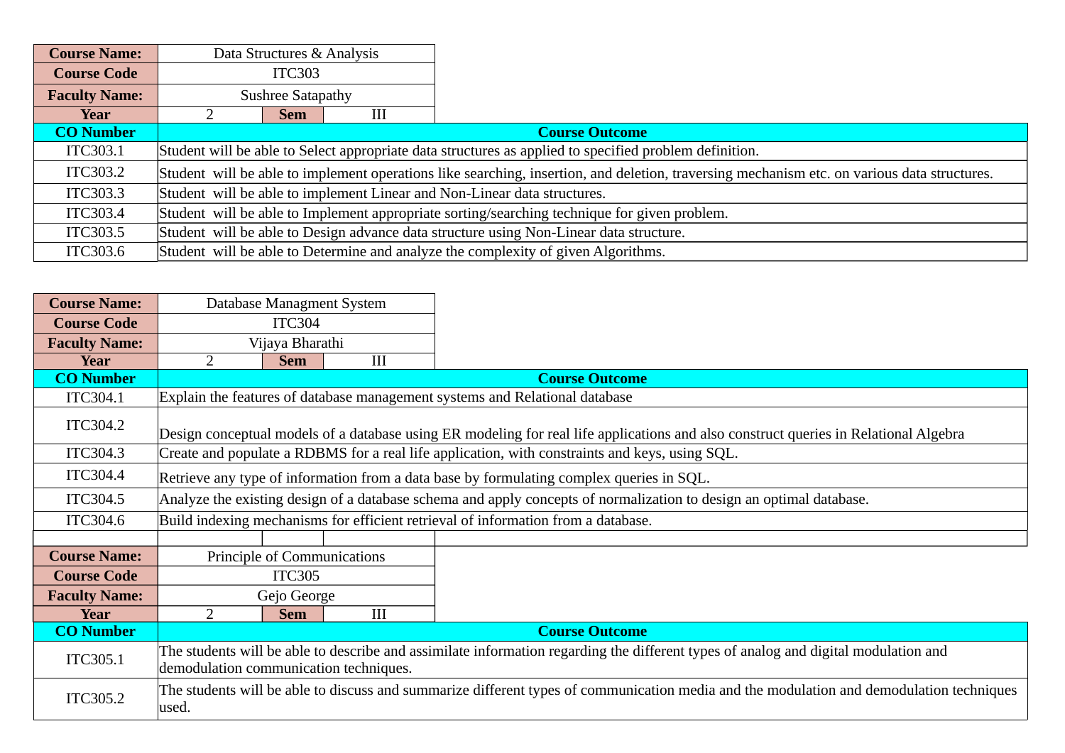| Course Name: | Data Structures & Analysis | | |
|---|---|---|---|
| Course Code | ITC303 | | |
| Faculty Name: | Sushree Satapathy | | |
| Year | 2 | Sem | III |

| CO Number | Course Outcome |
|---|---|
| ITC303.1 | Student will be able to Select appropriate data structures as applied to specified problem definition. |
| ITC303.2 | Student will be able to implement operations like searching, insertion, and deletion, traversing mechanism etc. on various data structures. |
| ITC303.3 | Student will be able to implement Linear and Non-Linear data structures. |
| ITC303.4 | Student will be able to Implement appropriate sorting/searching technique for given problem. |
| ITC303.5 | Student will be able to Design advance data structure using Non-Linear data structure. |
| ITC303.6 | Student will be able to Determine and analyze the complexity of given Algorithms. |

| Course Name: | Database Managment System | | |
|---|---|---|---|
| Course Code | ITC304 | | |
| Faculty Name: | Vijaya Bharathi | | |
| Year | 2 | Sem | III |

| CO Number | Course Outcome |
|---|---|
| ITC304.1 | Explain the features of database management systems and Relational database |
| ITC304.2 | Design conceptual models of a database using ER modeling for real life applications and also construct queries in Relational Algebra |
| ITC304.3 | Create and populate a RDBMS for a real life application, with constraints and keys, using SQL. |
| ITC304.4 | Retrieve any type of information from a data base by formulating complex queries in SQL. |
| ITC304.5 | Analyze the existing design of a database schema and apply concepts of normalization to design an optimal database. |
| ITC304.6 | Build indexing mechanisms for efficient retrieval of information from a database. |

| Course Name: | Principle of Communications | | |
|---|---|---|---|
| Course Code | ITC305 | | |
| Faculty Name: | Gejo George | | |
| Year | 2 | Sem | III |

| CO Number | Course Outcome |
|---|---|
| ITC305.1 | The students will be able to describe and assimilate information regarding the different types of analog and digital modulation and demodulation communication techniques. |
| ITC305.2 | The students will be able to discuss and summarize different types of communication media and the modulation and demodulation techniques used. |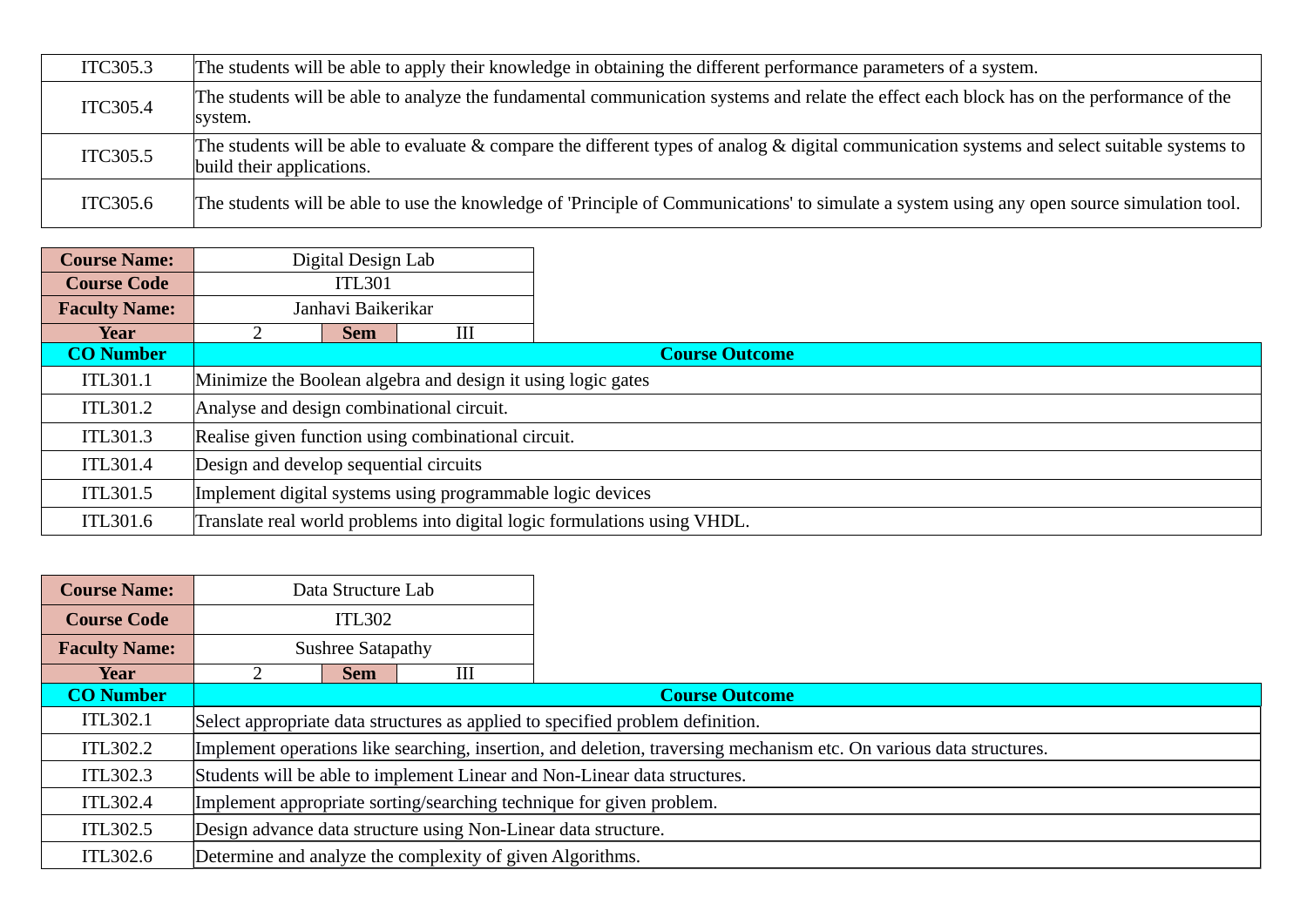| | |
|---|---|
| ITC305.3 | The students will be able to apply their knowledge in obtaining the different performance parameters of a system. |
| ITC305.4 | The students will be able to analyze the fundamental communication systems and relate the effect each block has on the performance of the system. |
| ITC305.5 | The students will be able to evaluate & compare the different types of analog & digital communication systems and select suitable systems to build their applications. |
| ITC305.6 | The students will be able to use the knowledge of 'Principle of Communications' to simulate a system using any open source simulation tool. |

| **Course Name:** | Digital Design Lab | | |
|---|---|---|---|
| **Course Code** | ITL301 | | |
| **Faculty Name:** | Janhavi Baikerikar | | |
| **Year** | 2 | **Sem** | III |

| **CO Number** | **Course Outcome** |
|---|---|
| ITL301.1 | Minimize the Boolean algebra and design it using logic gates |
| ITL301.2 | Analyse and design combinational circuit. |
| ITL301.3 | Realise given function using combinational circuit. |
| ITL301.4 | Design and develop sequential circuits |
| ITL301.5 | Implement digital systems using programmable logic devices |
| ITL301.6 | Translate real world problems into digital logic formulations using VHDL. |

| **Course Name:** | Data Structure Lab | | |
|---|---|---|---|
| **Course Code** | ITL302 | | |
| **Faculty Name:** | Sushree Satapathy | | |
| **Year** | 2 | **Sem** | III |

| **CO Number** | **Course Outcome** |
|---|---|
| ITL302.1 | Select appropriate data structures as applied to specified problem definition. |
| ITL302.2 | Implement operations like searching, insertion, and deletion, traversing mechanism etc. On various data structures. |
| ITL302.3 | Students will be able to implement Linear and Non-Linear data structures. |
| ITL302.4 | Implement appropriate sorting/searching technique for given problem. |
| ITL302.5 | Design advance data structure using Non-Linear data structure. |
| ITL302.6 | Determine and analyze the complexity of given Algorithms. |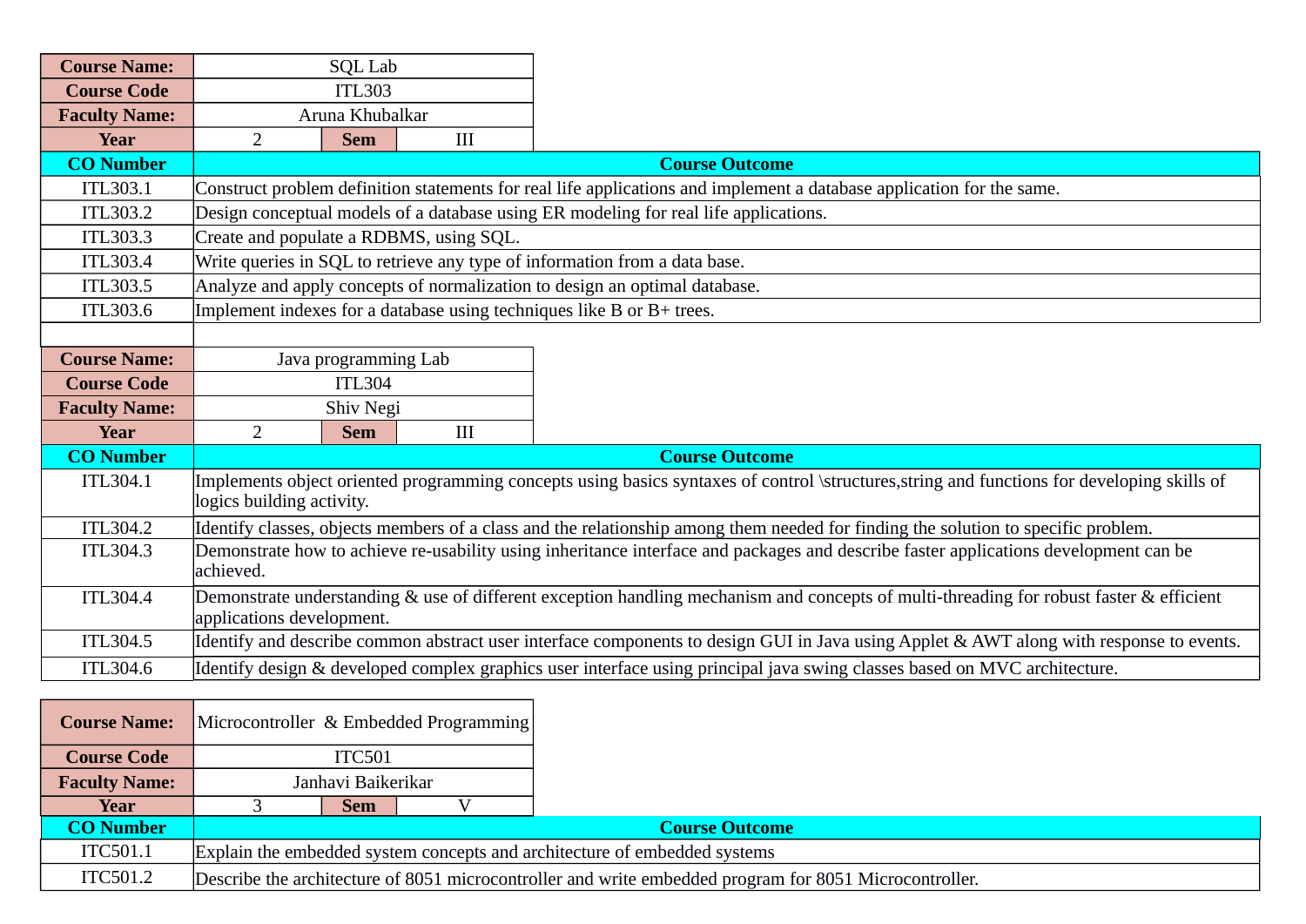| Course Name: | SQL Lab | | |
|---|---|---|---|
| Course Code | ITL303 | | |
| Faculty Name: | Aruna Khubalkar | | |
| Year | 2 | Sem | III |

| CO Number | Course Outcome |
|---|---|
| ITL303.1 | Construct problem definition statements for real life applications and implement a database application for the same. |
| ITL303.2 | Design conceptual models of a database using ER modeling for real life applications. |
| ITL303.3 | Create and populate a RDBMS, using SQL. |
| ITL303.4 | Write queries in SQL to retrieve any type of information from a data base. |
| ITL303.5 | Analyze and apply concepts of normalization to design an optimal database. |
| ITL303.6 | Implement indexes for a database using techniques like B or B+ trees. |

| Course Name: | Java programming Lab | | |
|---|---|---|---|
| Course Code | ITL304 | | |
| Faculty Name: | Shiv Negi | | |
| Year | 2 | Sem | III |

| CO Number | Course Outcome |
|---|---|
| ITL304.1 | Implements object oriented programming concepts using basics syntaxes of control \structures,string and functions for developing skills of logics building activity. |
| ITL304.2 | Identify classes, objects members of a class and the relationship among them needed for finding the solution to specific problem. |
| ITL304.3 | Demonstrate how to achieve re-usability using inheritance interface and packages and describe faster applications development can be achieved. |
| ITL304.4 | Demonstrate understanding & use of different exception handling mechanism and concepts of multi-threading for robust faster & efficient applications development. |
| ITL304.5 | Identify and describe common abstract user interface components to design GUI in Java using Applet & AWT along with response to events. |
| ITL304.6 | Identify design & developed complex graphics user interface using principal java swing classes based on MVC architecture. |

| Course Name: | Microcontroller & Embedded Programming | | |
|---|---|---|---|
| Course Code | ITC501 | | |
| Faculty Name: | Janhavi Baikerikar | | |
| Year | 3 | Sem | V |

| CO Number | Course Outcome |
|---|---|
| ITC501.1 | Explain the embedded system concepts and architecture of embedded systems |
| ITC501.2 | Describe the architecture of 8051 microcontroller and write embedded program for 8051 Microcontroller. |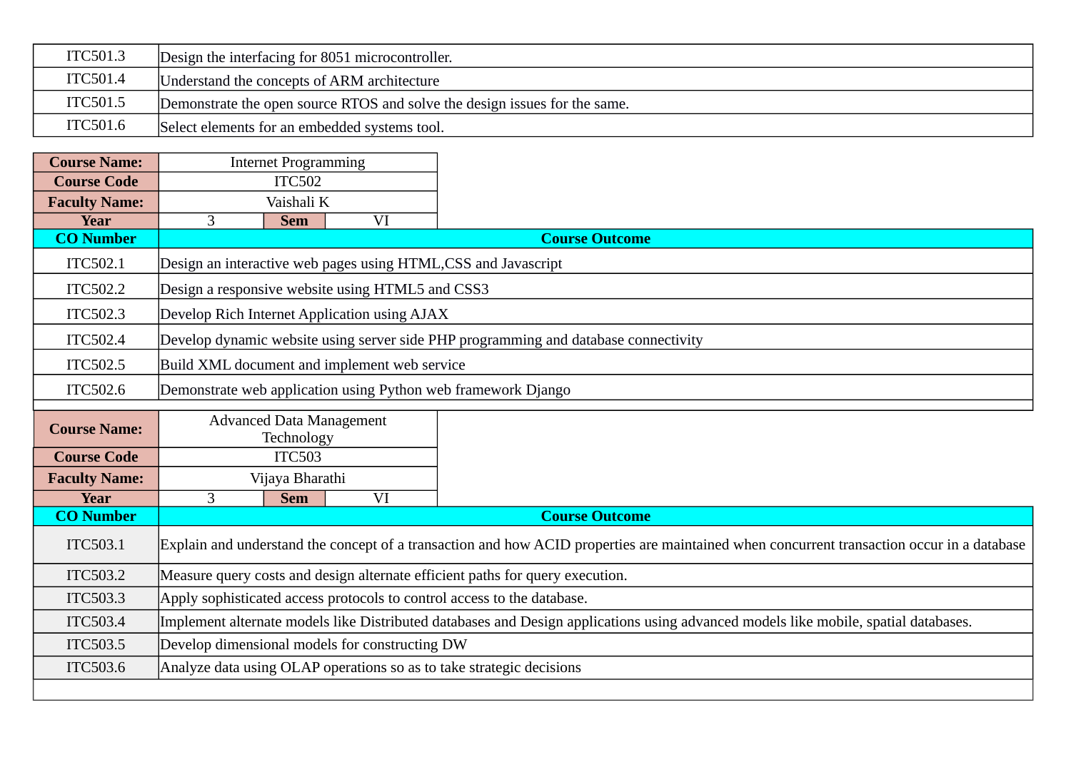| | |
|---|---|
| ITC501.3 | Design the interfacing for 8051 microcontroller. |
| ITC501.4 | Understand the concepts of ARM architecture |
| ITC501.5 | Demonstrate the open source RTOS and solve the design issues for the same. |
| ITC501.6 | Select elements for an embedded systems tool. |

| **Course Name:** | Internet Programming | | |
|---|---|---|---|
| **Course Code** | ITC502 | | |
| **Faculty Name:** | Vaishali K | | |
| **Year** | 3 | **Sem** | VI |

| **CO Number** | **Course Outcome** |
|---|---|
| ITC502.1 | Design an interactive web pages using HTML,CSS and Javascript |
| ITC502.2 | Design a responsive website using HTML5 and CSS3 |
| ITC502.3 | Develop Rich Internet Application using AJAX |
| ITC502.4 | Develop dynamic website using server side PHP programming and database connectivity |
| ITC502.5 | Build XML document and implement web service |
| ITC502.6 | Demonstrate web application using Python web framework Django |

| **Course Name:** | Advanced Data Management Technology | | |
|---|---|---|---|
| **Course Code** | ITC503 | | |
| **Faculty Name:** | Vijaya Bharathi | | |
| **Year** | 3 | **Sem** | VI |

| **CO Number** | **Course Outcome** |
|---|---|
| ITC503.1 | Explain and understand the concept of a transaction and how ACID properties are maintained when concurrent transaction occur in a database |
| ITC503.2 | Measure query costs and design alternate efficient paths for query execution. |
| ITC503.3 | Apply sophisticated access protocols to control access to the database. |
| ITC503.4 | Implement alternate models like Distributed databases and Design applications using advanced models like mobile, spatial databases. |
| ITC503.5 | Develop dimensional models for constructing DW |
| ITC503.6 | Analyze data using OLAP operations so as to take strategic decisions |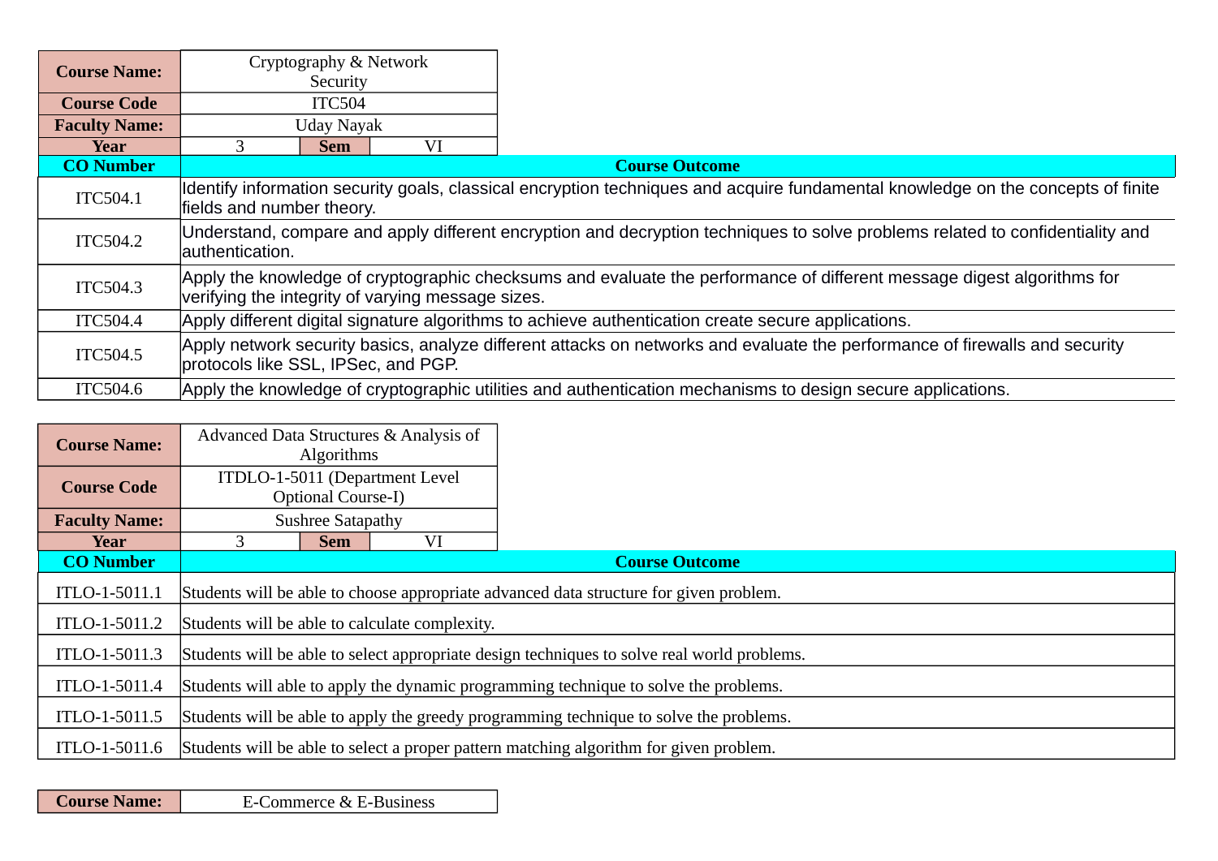| Course Name: | Cryptography & Network Security | | |
|---|---|---|---|
| Course Code | ITC504 | | |
| Faculty Name: | Uday Nayak | | |
| Year | 3 | Sem | VI |

| CO Number | Course Outcome |
|---|---|
| ITC504.1 | Identify information security goals, classical encryption techniques and acquire fundamental knowledge on the concepts of finite fields and number theory. |
| ITC504.2 | Understand, compare and apply different encryption and decryption techniques to solve problems related to confidentiality and authentication. |
| ITC504.3 | Apply the knowledge of cryptographic checksums and evaluate the performance of different message digest algorithms for verifying the integrity of varying message sizes. |
| ITC504.4 | Apply different digital signature algorithms to achieve authentication create secure applications. |
| ITC504.5 | Apply network security basics, analyze different attacks on networks and evaluate the performance of firewalls and security protocols like SSL, IPSec, and PGP. |
| ITC504.6 | Apply the knowledge of cryptographic utilities and authentication mechanisms to design secure applications. |

| Course Name: | Advanced Data Structures & Analysis of Algorithms | | |
|---|---|---|---|
| Course Code | ITDLO-1-5011 (Department Level Optional Course-I) | | |
| Faculty Name: | Sushree Satapathy | | |
| Year | 3 | Sem | VI |

| CO Number | Course Outcome |
|---|---|
| ITLO-1-5011.1 | Students will be able to choose appropriate advanced data structure for given problem. |
| ITLO-1-5011.2 | Students will be able to calculate complexity. |
| ITLO-1-5011.3 | Students will be able to select appropriate design techniques to solve real world problems. |
| ITLO-1-5011.4 | Students will able to apply the dynamic programming technique to solve the problems. |
| ITLO-1-5011.5 | Students will be able to apply the greedy programming technique to solve the problems. |
| ITLO-1-5011.6 | Students will be able to select a proper pattern matching algorithm for given problem. |

| Course Name: | E-Commerce & E-Business |
|---|---|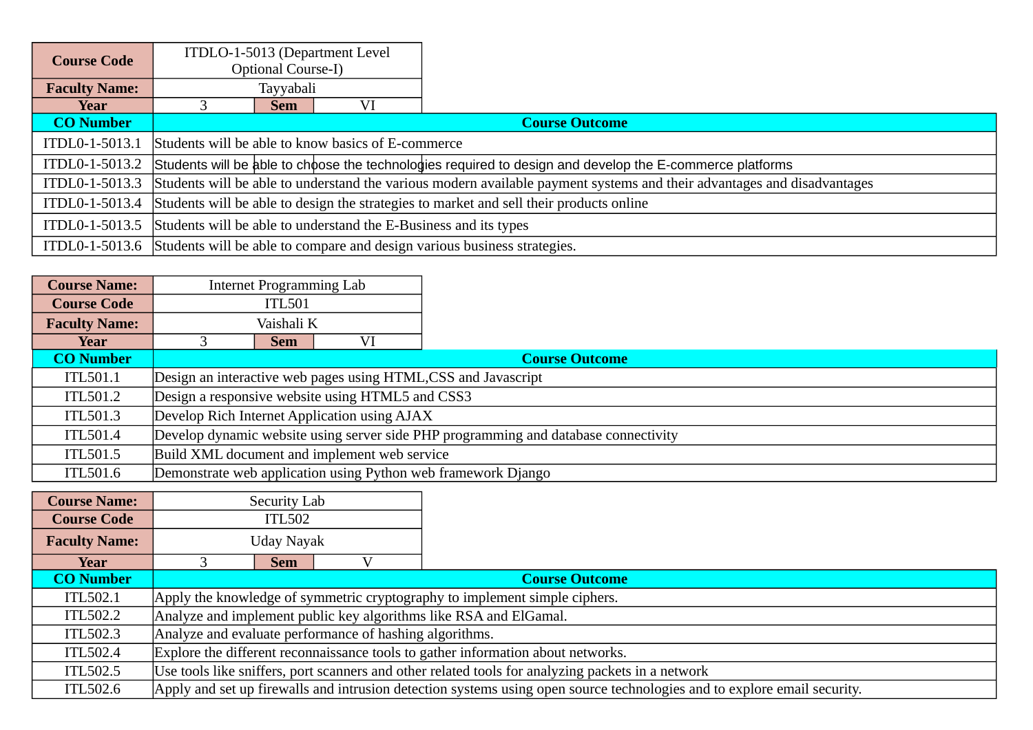| Course Code | ITDLO-1-5013 (Department Level Optional Course-I) | | |
|---|---|---|---|
| **Faculty Name:** | Tayyabali | | |
| **Year** | 3 | **Sem** | VI |

| CO Number | Course Outcome |
|---|---|
| ITDL0-1-5013.1 | Students will be able to know basics of E-commerce |
| ITDL0-1-5013.2 | Students will be able to choose the technologies required to design and develop the E-commerce platforms |
| ITDL0-1-5013.3 | Students will be able to understand the various modern available payment systems and their advantages and disadvantages |
| ITDL0-1-5013.4 | Students will be able to design the strategies to market and sell their products online |
| ITDL0-1-5013.5 | Students will be able to understand the E-Business and its types |
| ITDL0-1-5013.6 | Students will be able to compare and design various business strategies. |

| Course Name: | Internet Programming Lab | | |
|---|---|---|---|
| **Course Code** | ITL501 | | |
| **Faculty Name:** | Vaishali K | | |
| **Year** | 3 | **Sem** | VI |

| CO Number | Course Outcome |
|---|---|
| ITL501.1 | Design an interactive web pages using HTML,CSS and Javascript |
| ITL501.2 | Design a responsive website using HTML5 and CSS3 |
| ITL501.3 | Develop Rich Internet Application using AJAX |
| ITL501.4 | Develop dynamic website using server side PHP programming and database connectivity |
| ITL501.5 | Build XML document and implement web service |
| ITL501.6 | Demonstrate web application using Python web framework Django |

| Course Name: | Security Lab | | |
|---|---|---|---|
| **Course Code** | ITL502 | | |
| **Faculty Name:** | Uday Nayak | | |
| **Year** | 3 | **Sem** | V |

| CO Number | Course Outcome |
|---|---|
| ITL502.1 | Apply the knowledge of symmetric cryptography to implement simple ciphers. |
| ITL502.2 | Analyze and implement public key algorithms like RSA and ElGamal. |
| ITL502.3 | Analyze and evaluate performance of hashing algorithms. |
| ITL502.4 | Explore the different reconnaissance tools to gather information about networks. |
| ITL502.5 | Use tools like sniffers, port scanners and other related tools for analyzing packets in a network |
| ITL502.6 | Apply and set up firewalls and intrusion detection systems using open source technologies and to explore email security. |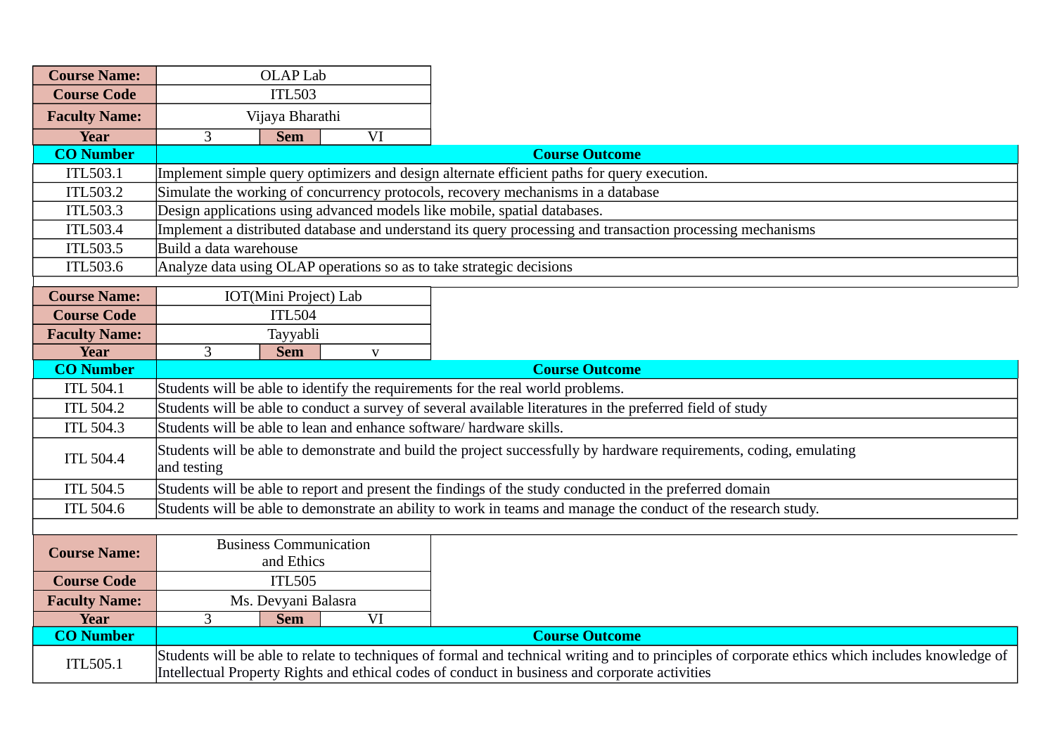| Course Name: | OLAP Lab | | |
|---|---|---|---|
| Course Code | ITL503 | | |
| Faculty Name: | Vijaya Bharathi | | |
| Year | 3 | Sem | VI |

| CO Number | Course Outcome |
|---|---|
| ITL503.1 | Implement simple query optimizers and design alternate efficient paths for query execution. |
| ITL503.2 | Simulate the working of concurrency protocols, recovery mechanisms in a database |
| ITL503.3 | Design applications using advanced models like mobile, spatial databases. |
| ITL503.4 | Implement a distributed database and understand its query processing and transaction processing mechanisms |
| ITL503.5 | Build a data warehouse |
| ITL503.6 | Analyze data using OLAP operations so as to take strategic decisions |

| Course Name: | IOT(Mini Project) Lab | | |
|---|---|---|---|
| Course Code | ITL504 | | |
| Faculty Name: | Tayyabli | | |
| Year | 3 | Sem | v |

| CO Number | Course Outcome |
|---|---|
| ITL 504.1 | Students will be able to identify the requirements for the real world problems. |
| ITL 504.2 | Students will be able to conduct a survey of several available literatures in the preferred field of study |
| ITL 504.3 | Students will be able to lean and enhance software/ hardware skills. |
| ITL 504.4 | Students will be able to demonstrate and build the project successfully by hardware requirements, coding, emulating and testing |
| ITL 504.5 | Students will be able to report and present the findings of the study conducted in the preferred domain |
| ITL 504.6 | Students will be able to demonstrate an ability to work in teams and manage the conduct of the research study. |

| Course Name: | Business Communication and Ethics | | |
|---|---|---|---|
| Course Code | ITL505 | | |
| Faculty Name: | Ms. Devyani Balasra | | |
| Year | 3 | Sem | VI |

| CO Number | Course Outcome |
|---|---|
| ITL505.1 | Students will be able to relate to techniques of formal and technical writing and to principles of corporate ethics which includes knowledge of Intellectual Property Rights and ethical codes of conduct in business and corporate activities |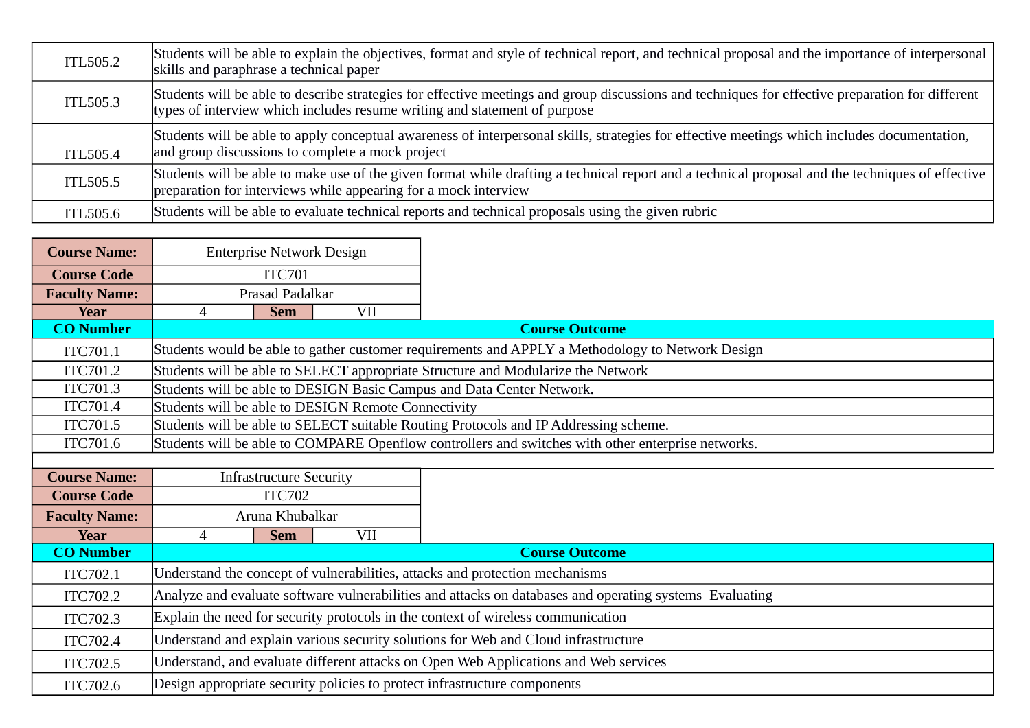| | |
|---|---|
| ITL505.2 | Students will be able to explain the objectives, format and style of technical report, and technical proposal and the importance of interpersonal skills and paraphrase a technical paper |
| ITL505.3 | Students will be able to describe strategies for effective meetings and group discussions and techniques for effective preparation for different types of interview which includes resume writing and statement of purpose |
| ITL505.4 | Students will be able to apply conceptual awareness of interpersonal skills, strategies for effective meetings which includes documentation, and group discussions to complete a mock project |
| ITL505.5 | Students will be able to make use of the given format while drafting a technical report and a technical proposal and the techniques of effective preparation for interviews while appearing for a mock interview |
| ITL505.6 | Students will be able to evaluate technical reports and technical proposals using the given rubric |

| **Course Name:** | Enterprise Network Design | | |
|---|---|---|---|
| **Course Code** | ITC701 | | |
| **Faculty Name:** | Prasad Padalkar | | |
| **Year** | 4 | **Sem** | VII |

| **CO Number** | **Course Outcome** |
|---|---|
| ITC701.1 | Students would be able to gather customer requirements and APPLY a Methodology to Network Design |
| ITC701.2 | Students will be able to SELECT appropriate Structure and Modularize the Network |
| ITC701.3 | Students will be able to DESIGN Basic Campus and Data Center Network. |
| ITC701.4 | Students will be able to DESIGN Remote Connectivity |
| ITC701.5 | Students will be able to SELECT suitable Routing Protocols and IP Addressing scheme. |
| ITC701.6 | Students will be able to COMPARE Openflow controllers and switches with other enterprise networks. |

| **Course Name:** | Infrastructure Security | | |
|---|---|---|---|
| **Course Code** | ITC702 | | |
| **Faculty Name:** | Aruna Khubalkar | | |
| **Year** | 4 | **Sem** | VII |

| **CO Number** | **Course Outcome** |
|---|---|
| ITC702.1 | Understand the concept of vulnerabilities, attacks and protection mechanisms |
| ITC702.2 | Analyze and evaluate software vulnerabilities and attacks on databases and operating systems Evaluating |
| ITC702.3 | Explain the need for security protocols in the context of wireless communication |
| ITC702.4 | Understand and explain various security solutions for Web and Cloud infrastructure |
| ITC702.5 | Understand, and evaluate different attacks on Open Web Applications and Web services |
| ITC702.6 | Design appropriate security policies to protect infrastructure components |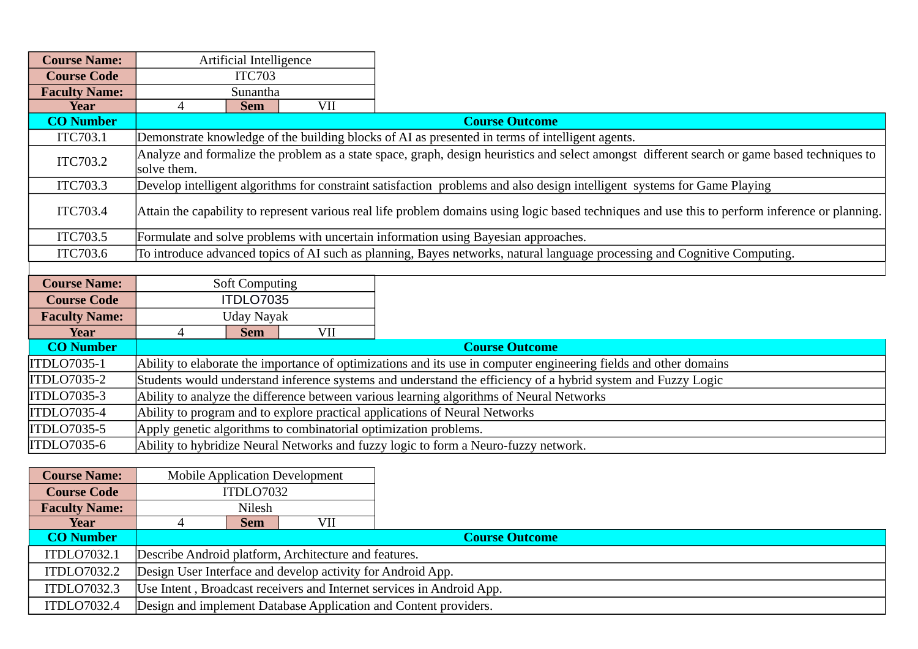| Course Name: | Artificial Intelligence | | |
|---|---|---|---|
| Course Code | ITC703 | | |
| Faculty Name: | Sunantha | | |
| Year | 4 | Sem | VII |

| CO Number | Course Outcome |
|---|---|
| ITC703.1 | Demonstrate knowledge of the building blocks of AI as presented in terms of intelligent agents. |
| ITC703.2 | Analyze and formalize the problem as a state space, graph, design heuristics and select amongst different search or game based techniques to solve them. |
| ITC703.3 | Develop intelligent algorithms for constraint satisfaction problems and also design intelligent systems for Game Playing |
| ITC703.4 | Attain the capability to represent various real life problem domains using logic based techniques and use this to perform inference or planning. |
| ITC703.5 | Formulate and solve problems with uncertain information using Bayesian approaches. |
| ITC703.6 | To introduce advanced topics of AI such as planning, Bayes networks, natural language processing and Cognitive Computing. |

| Course Name: | Soft Computing | | |
|---|---|---|---|
| Course Code | ITDLO7035 | | |
| Faculty Name: | Uday Nayak | | |
| Year | 4 | Sem | VII |

| CO Number | Course Outcome |
|---|---|
| ITDLO7035-1 | Ability to elaborate the importance of optimizations and its use in computer engineering fields and other domains |
| ITDLO7035-2 | Students would understand inference systems and understand the efficiency of a hybrid system and Fuzzy Logic |
| ITDLO7035-3 | Ability to analyze the difference between various learning algorithms of Neural Networks |
| ITDLO7035-4 | Ability to program and to explore practical applications of Neural Networks |
| ITDLO7035-5 | Apply genetic algorithms to combinatorial optimization problems. |
| ITDLO7035-6 | Ability to hybridize Neural Networks and fuzzy logic to form a Neuro-fuzzy network. |

| Course Name: | Mobile Application Development | | |
|---|---|---|---|
| Course Code | ITDLO7032 | | |
| Faculty Name: | Nilesh | | |
| Year | 4 | Sem | VII |

| CO Number | Course Outcome |
|---|---|
| ITDLO7032.1 | Describe Android platform, Architecture and features. |
| ITDLO7032.2 | Design User Interface and develop activity for Android App. |
| ITDLO7032.3 | Use Intent , Broadcast receivers and Internet services in Android App. |
| ITDLO7032.4 | Design and implement Database Application and Content providers. |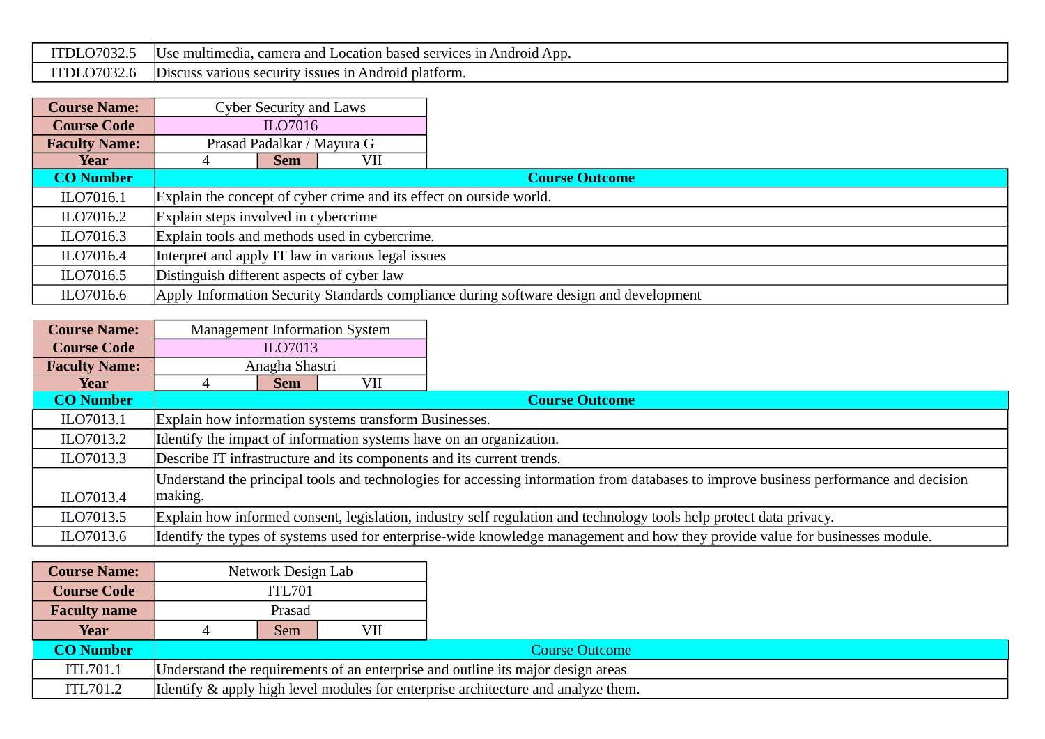| | |
|---|---|
| ITDLO7032.5 | Use multimedia, camera and Location based services in Android App. |
| ITDLO7032.6 | Discuss various security issues in Android platform. |

| **Course Name:** | Cyber Security and Laws | | |
|---|---|---|---|
| **Course Code** | ILO7016 | | |
| **Faculty Name:** | Prasad Padalkar / Mayura G | | |
| **Year** | 4 | **Sem** | VII |

| **CO Number** | **Course Outcome** |
|---|---|
| ILO7016.1 | Explain the concept of cyber crime and its effect on outside world. |
| ILO7016.2 | Explain steps involved in cybercrime |
| ILO7016.3 | Explain tools and methods used in cybercrime. |
| ILO7016.4 | Interpret and apply IT law in various legal issues |
| ILO7016.5 | Distinguish different aspects of cyber law |
| ILO7016.6 | Apply Information Security Standards compliance during software design and development |

| **Course Name:** | Management Information System | | |
|---|---|---|---|
| **Course Code** | ILO7013 | | |
| **Faculty Name:** | Anagha Shastri | | |
| **Year** | 4 | **Sem** | VII |

| **CO Number** | **Course Outcome** |
|---|---|
| ILO7013.1 | Explain how information systems transform Businesses. |
| ILO7013.2 | Identify the impact of information systems have on an organization. |
| ILO7013.3 | Describe IT infrastructure and its components and its current trends. |
| ILO7013.4 | Understand the principal tools and technologies for accessing information from databases to improve business performance and decision making. |
| ILO7013.5 | Explain how informed consent, legislation, industry self regulation and technology tools help protect data privacy. |
| ILO7013.6 | Identify the types of systems used for enterprise-wide knowledge management and how they provide value for businesses module. |

| **Course Name:** | Network Design Lab | | |
|---|---|---|---|
| **Course Code** | ITL701 | | |
| **Faculty name** | Prasad | | |
| **Year** | 4 | Sem | VII |

| **CO Number** | Course Outcome |
|---|---|
| ITL701.1 | Understand the requirements of an enterprise and outline its major design areas |
| ITL701.2 | Identify & apply high level modules for enterprise architecture and analyze them. |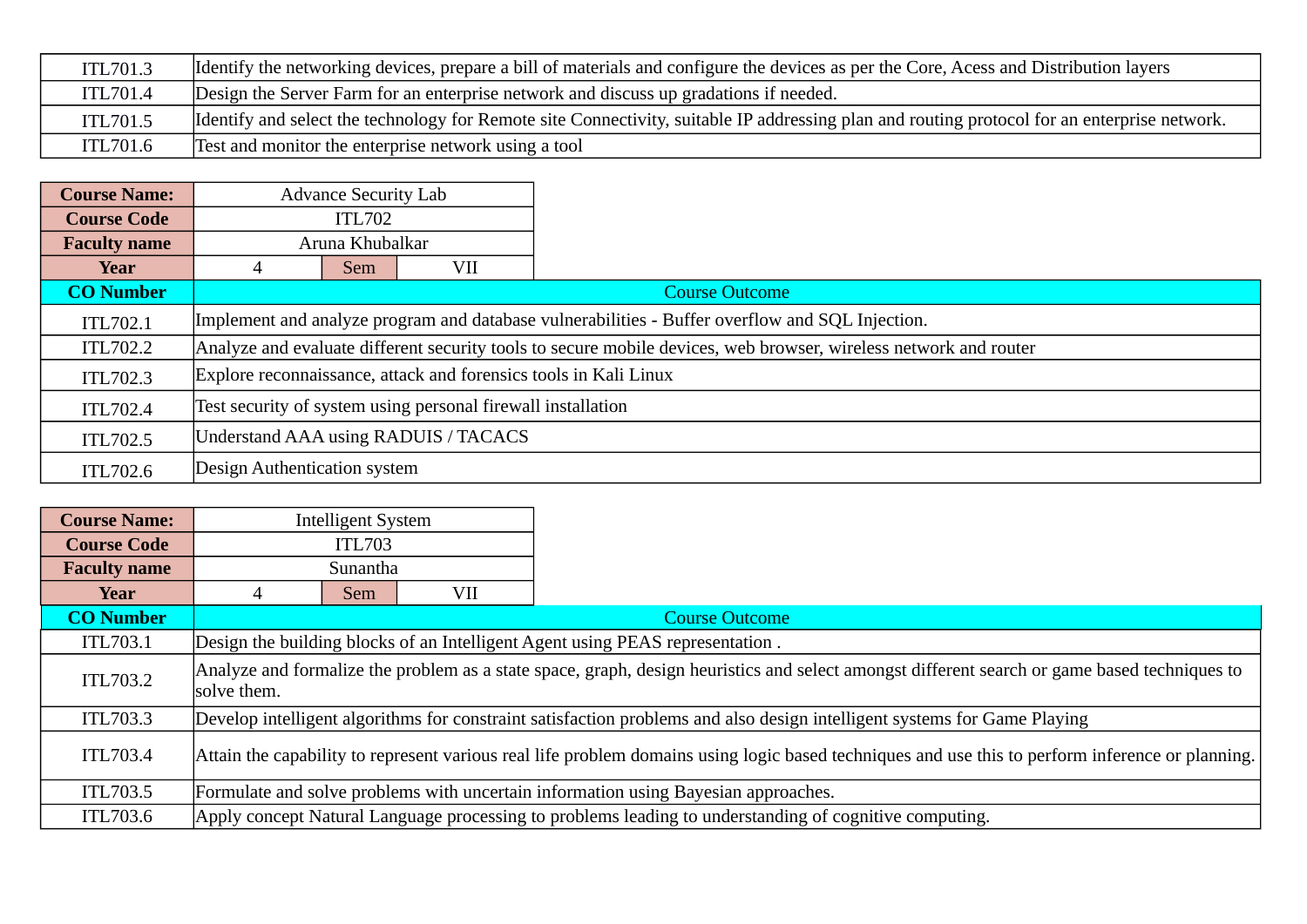| | |
|---|---|
| ITL701.3 | Identify the networking devices, prepare a bill of materials and configure the devices as per the Core, Acess and Distribution layers |
| ITL701.4 | Design the Server Farm for an enterprise network and discuss up gradations if needed. |
| ITL701.5 | Identify and select the technology for Remote site Connectivity, suitable IP addressing plan and routing protocol for an enterprise network. |
| ITL701.6 | Test and monitor the enterprise network using a tool |

| | | | |
|---|---|---|---|
| **Course Name:** | Advance Security Lab | | |
| **Course Code** | ITL702 | | |
| **Faculty name** | Aruna Khubalkar | | |
| **Year** | 4 | Sem | VII |

| **CO Number** | Course Outcome |
|---|---|
| ITL702.1 | Implement and analyze program and database vulnerabilities - Buffer overflow and SQL Injection. |
| ITL702.2 | Analyze and evaluate different security tools to secure mobile devices, web browser, wireless network and router |
| ITL702.3 | Explore reconnaissance, attack and forensics tools in Kali Linux |
| ITL702.4 | Test security of system using personal firewall installation |
| ITL702.5 | Understand AAA using RADUIS / TACACS |
| ITL702.6 | Design Authentication system |

| | | | |
|---|---|---|---|
| **Course Name:** | Intelligent System | | |
| **Course Code** | ITL703 | | |
| **Faculty name** | Sunantha | | |
| **Year** | 4 | Sem | VII |

| **CO Number** | Course Outcome |
|---|---|
| ITL703.1 | Design the building blocks of an Intelligent Agent using PEAS representation . |
| ITL703.2 | Analyze and formalize the problem as a state space, graph, design heuristics and select amongst different search or game based techniques to solve them. |
| ITL703.3 | Develop intelligent algorithms for constraint satisfaction problems and also design intelligent systems for Game Playing |
| ITL703.4 | Attain the capability to represent various real life problem domains using logic based techniques and use this to perform inference or planning. |
| ITL703.5 | Formulate and solve problems with uncertain information using Bayesian approaches. |
| ITL703.6 | Apply concept Natural Language processing to problems leading to understanding of cognitive computing. |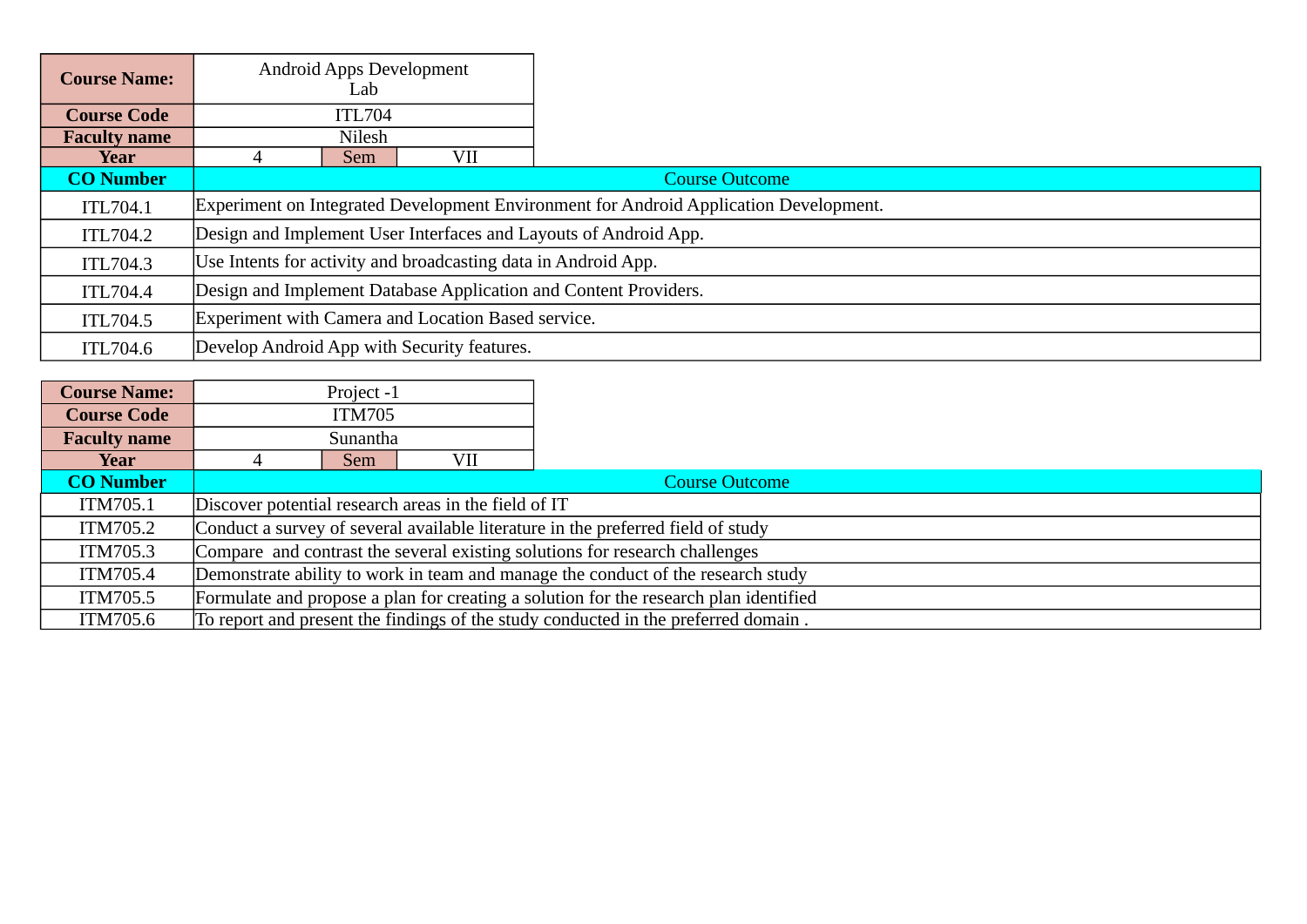| | | | | |
|---|---|---|---|---|
| **Course Name:** | Android Apps Development Lab | | | |
| **Course Code** | ITL704 | | | |
| **Faculty name** | Nilesh | | | |
| **Year** | 4 | Sem | VII | |

| CO Number | Course Outcome |
|---|---|
| ITL704.1 | Experiment on Integrated Development Environment for Android Application Development. |
| ITL704.2 | Design and Implement User Interfaces and Layouts of Android App. |
| ITL704.3 | Use Intents for activity and broadcasting data in Android App. |
| ITL704.4 | Design and Implement Database Application and Content Providers. |
| ITL704.5 | Experiment with Camera and Location Based service. |
| ITL704.6 | Develop Android App with Security features. |

| | | | |
|---|---|---|---|
| **Course Name:** | Project -1 | | |
| **Course Code** | ITM705 | | |
| **Faculty name** | Sunantha | | |
| **Year** | 4 | Sem | VII |

| CO Number | Course Outcome |
|---|---|
| ITM705.1 | Discover potential research areas in the field of IT |
| ITM705.2 | Conduct a survey of several available literature in the preferred field of study |
| ITM705.3 | Compare and contrast the several existing solutions for research challenges |
| ITM705.4 | Demonstrate ability to work in team and manage the conduct of the research study |
| ITM705.5 | Formulate and propose a plan for creating a solution for the research plan identified |
| ITM705.6 | To report and present the findings of the study conducted in the preferred domain . |